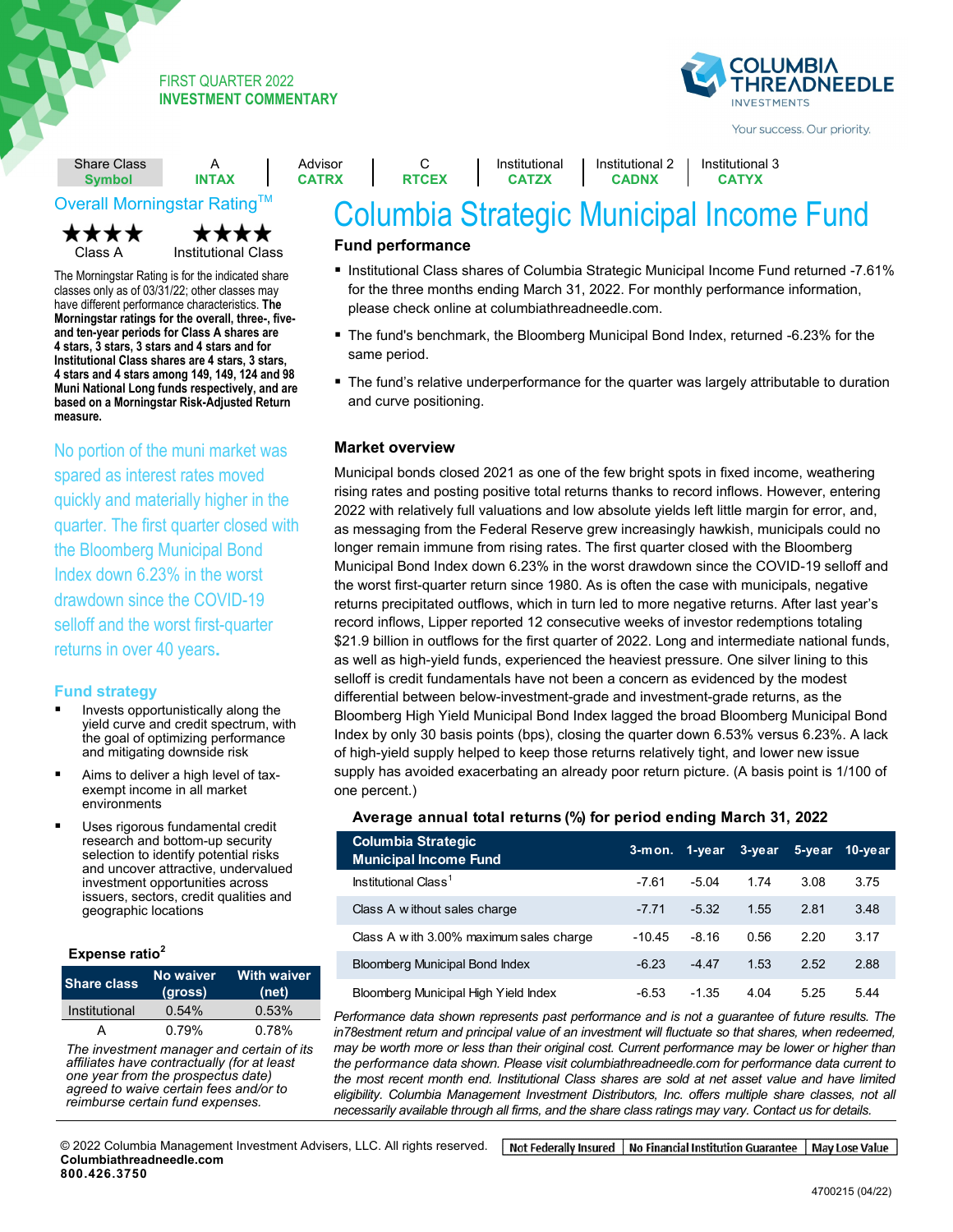FIRST QUARTER 2022
**INVESTMENT COMMENTARY**

| Share Class | A | Advisor | C | Institutional | Institutional 2 | Institutional 3 |
|---|---|---|---|---|---|---|
| **Symbol** | **INTAX** | **CATRX** | **RTCEX** | **CATZX** | **CADNX** | **CATYX** |

# Columbia Strategic Municipal Income Fund

## Overall Morningstar Rating™

★★★★ Class A

★★★★ Institutional Class

The Morningstar Rating is for the indicated share classes only as of 03/31/22; other classes may have different performance characteristics. **The Morningstar ratings for the overall, three-, five- and ten-year periods for Class A shares are 4 stars, 3 stars, 3 stars and 4 stars and for Institutional Class shares are 4 stars, 3 stars, 4 stars and 4 stars among 149, 149, 124 and 98 Muni National Long funds respectively, and are based on a Morningstar Risk-Adjusted Return measure.**

No portion of the muni market was spared as interest rates moved quickly and materially higher in the quarter. The first quarter closed with the Bloomberg Municipal Bond Index down 6.23% in the worst drawdown since the COVID-19 selloff and the worst first-quarter returns in over 40 years.

## Fund strategy

- Invests opportunistically along the yield curve and credit spectrum, with the goal of optimizing performance and mitigating downside risk
- Aims to deliver a high level of tax-exempt income in all market environments
- Uses rigorous fundamental credit research and bottom-up security selection to identify potential risks and uncover attractive, undervalued investment opportunities across issuers, sectors, credit qualities and geographic locations

### Expense ratio[2]

| Share class | No waiver (gross) | With waiver (net) |
|---|---|---|
| Institutional | 0.54% | 0.53% |
| A | 0.79% | 0.78% |

*The investment manager and certain of its affiliates have contractually (for at least one year from the prospectus date) agreed to waive certain fees and/or to reimburse certain fund expenses.*

## Fund performance

- Institutional Class shares of Columbia Strategic Municipal Income Fund returned -7.61% for the three months ending March 31, 2022. For monthly performance information, please check online at columbiathreadneedle.com.
- The fund's benchmark, the Bloomberg Municipal Bond Index, returned -6.23% for the same period.
- The fund's relative underperformance for the quarter was largely attributable to duration and curve positioning.

## Market overview

Municipal bonds closed 2021 as one of the few bright spots in fixed income, weathering rising rates and posting positive total returns thanks to record inflows. However, entering 2022 with relatively full valuations and low absolute yields left little margin for error, and, as messaging from the Federal Reserve grew increasingly hawkish, municipals could no longer remain immune from rising rates. The first quarter closed with the Bloomberg Municipal Bond Index down 6.23% in the worst drawdown since the COVID-19 selloff and the worst first-quarter return since 1980. As is often the case with municipals, negative returns precipitated outflows, which in turn led to more negative returns. After last year's record inflows, Lipper reported 12 consecutive weeks of investor redemptions totaling $21.9 billion in outflows for the first quarter of 2022. Long and intermediate national funds, as well as high-yield funds, experienced the heaviest pressure. One silver lining to this selloff is credit fundamentals have not been a concern as evidenced by the modest differential between below-investment-grade and investment-grade returns, as the Bloomberg High Yield Municipal Bond Index lagged the broad Bloomberg Municipal Bond Index by only 30 basis points (bps), closing the quarter down 6.53% versus 6.23%. A lack of high-yield supply helped to keep those returns relatively tight, and lower new issue supply has avoided exacerbating an already poor return picture. (A basis point is 1/100 of one percent.)

### Average annual total returns (%) for period ending March 31, 2022

| Columbia Strategic Municipal Income Fund | 3-mon. | 1-year | 3-year | 5-year | 10-year |
|---|---|---|---|---|---|
| Institutional Class[1] | -7.61 | -5.04 | 1.74 | 3.08 | 3.75 |
| Class A without sales charge | -7.71 | -5.32 | 1.55 | 2.81 | 3.48 |
| Class A with 3.00% maximum sales charge | -10.45 | -8.16 | 0.56 | 2.20 | 3.17 |
| Bloomberg Municipal Bond Index | -6.23 | -4.47 | 1.53 | 2.52 | 2.88 |
| Bloomberg Municipal High Yield Index | -6.53 | -1.35 | 4.04 | 5.25 | 5.44 |

*Performance data shown represents past performance and is not a guarantee of future results. The in78estment return and principal value of an investment will fluctuate so that shares, when redeemed, may be worth more or less than their original cost. Current performance may be lower or higher than the performance data shown. Please visit columbiathreadneedle.com for performance data current to the most recent month end. Institutional Class shares are sold at net asset value and have limited eligibility. Columbia Management Investment Distributors, Inc. offers multiple share classes, not all necessarily available through all firms, and the share class ratings may vary. Contact us for details.*

© 2022 Columbia Management Investment Advisers, LLC. All rights reserved.
**Columbiathreadneedle.com**
**800.426.3750**

Not Federally Insured | No Financial Institution Guarantee | May Lose Value

4700215 (04/22)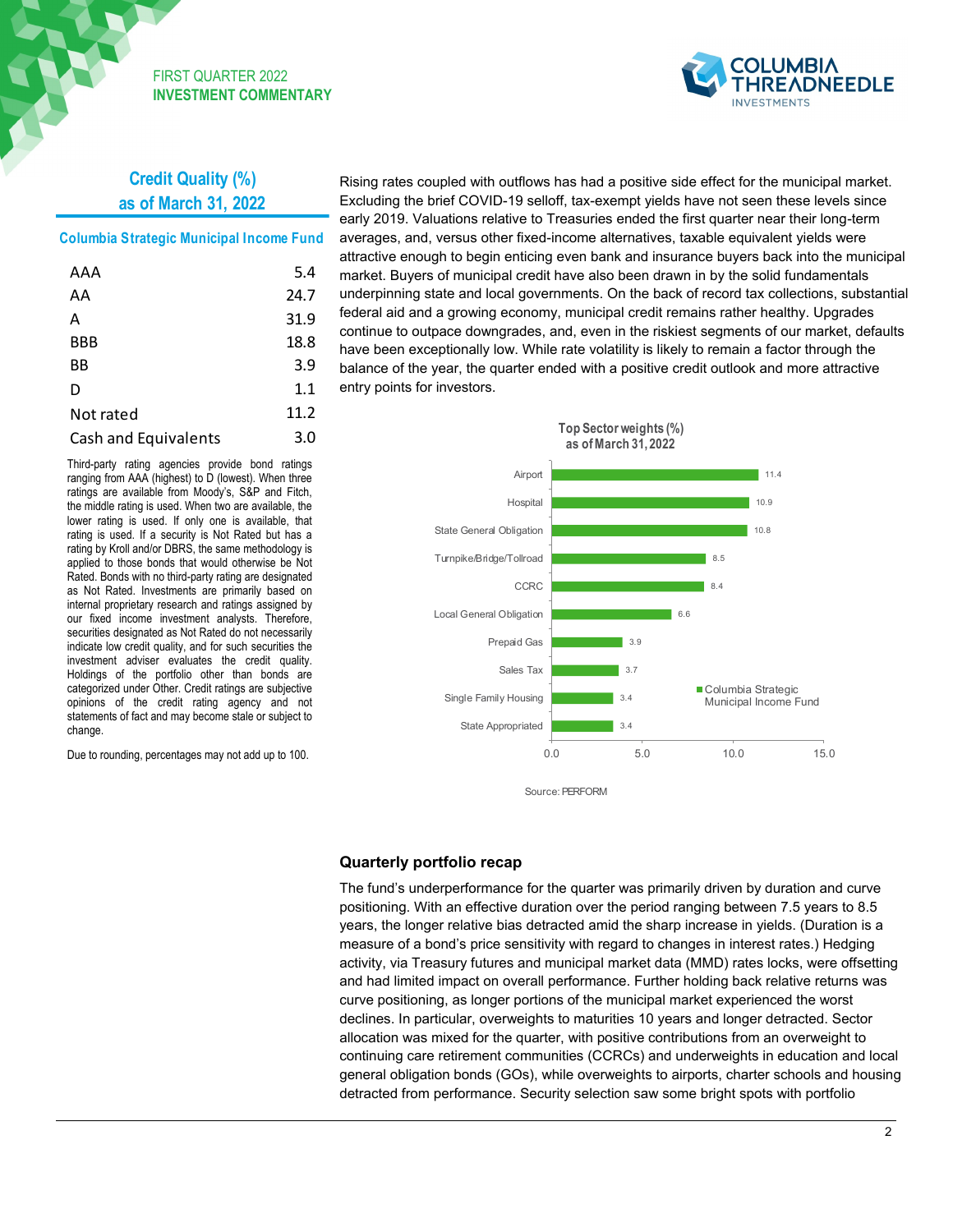## Credit Quality (%) as of March 31, 2022

**Columbia Strategic Municipal Income Fund**

| | |
|---|---|
| AAA | 5.4 |
| AA | 24.7 |
| A | 31.9 |
| BBB | 18.8 |
| BB | 3.9 |
| D | 1.1 |
| Not rated | 11.2 |
| Cash and Equivalents | 3.0 |

Third-party rating agencies provide bond ratings ranging from AAA (highest) to D (lowest). When three ratings are available from Moody's, S&P and Fitch, the middle rating is used. When two are available, the lower rating is used. If only one is available, that rating is used. If a security is Not Rated but has a rating by Kroll and/or DBRS, the same methodology is applied to those bonds that would otherwise be Not Rated. Bonds with no third-party rating are designated as Not Rated. Investments are primarily based on internal proprietary research and ratings assigned by our fixed income investment analysts. Therefore, securities designated as Not Rated do not necessarily indicate low credit quality, and for such securities the investment adviser evaluates the credit quality. Holdings of the portfolio other than bonds are categorized under Other. Credit ratings are subjective opinions of the credit rating agency and not statements of fact and may become stale or subject to change.

Due to rounding, percentages may not add up to 100.

Rising rates coupled with outflows has had a positive side effect for the municipal market. Excluding the brief COVID-19 selloff, tax-exempt yields have not seen these levels since early 2019. Valuations relative to Treasuries ended the first quarter near their long-term averages, and, versus other fixed-income alternatives, taxable equivalent yields were attractive enough to begin enticing even bank and insurance buyers back into the municipal market. Buyers of municipal credit have also been drawn in by the solid fundamentals underpinning state and local governments. On the back of record tax collections, substantial federal aid and a growing economy, municipal credit remains rather healthy. Upgrades continue to outpace downgrades, and, even in the riskiest segments of our market, defaults have been exceptionally low. While rate volatility is likely to remain a factor through the balance of the year, the quarter ended with a positive credit outlook and more attractive entry points for investors.

**Top Sector weights (%) as of March 31, 2022**

| Sector | Columbia Strategic Municipal Income Fund |
|---|---|
| Airport | 11.4 |
| Hospital | 10.9 |
| State General Obligation | 10.8 |
| Turnpike/Bridge/Tollroad | 8.5 |
| CCRC | 8.4 |
| Local General Obligation | 6.6 |
| Prepaid Gas | 3.9 |
| Sales Tax | 3.7 |
| Single Family Housing | 3.4 |
| State Appropriated | 3.4 |

Source: PERFORM

### Quarterly portfolio recap

The fund's underperformance for the quarter was primarily driven by duration and curve positioning. With an effective duration over the period ranging between 7.5 years to 8.5 years, the longer relative bias detracted amid the sharp increase in yields. (Duration is a measure of a bond's price sensitivity with regard to changes in interest rates.) Hedging activity, via Treasury futures and municipal market data (MMD) rates locks, were offsetting and had limited impact on overall performance. Further holding back relative returns was curve positioning, as longer portions of the municipal market experienced the worst declines. In particular, overweights to maturities 10 years and longer detracted. Sector allocation was mixed for the quarter, with positive contributions from an overweight to continuing care retirement communities (CCRCs) and underweights in education and local general obligation bonds (GOs), while overweights to airports, charter schools and housing detracted from performance. Security selection saw some bright spots with portfolio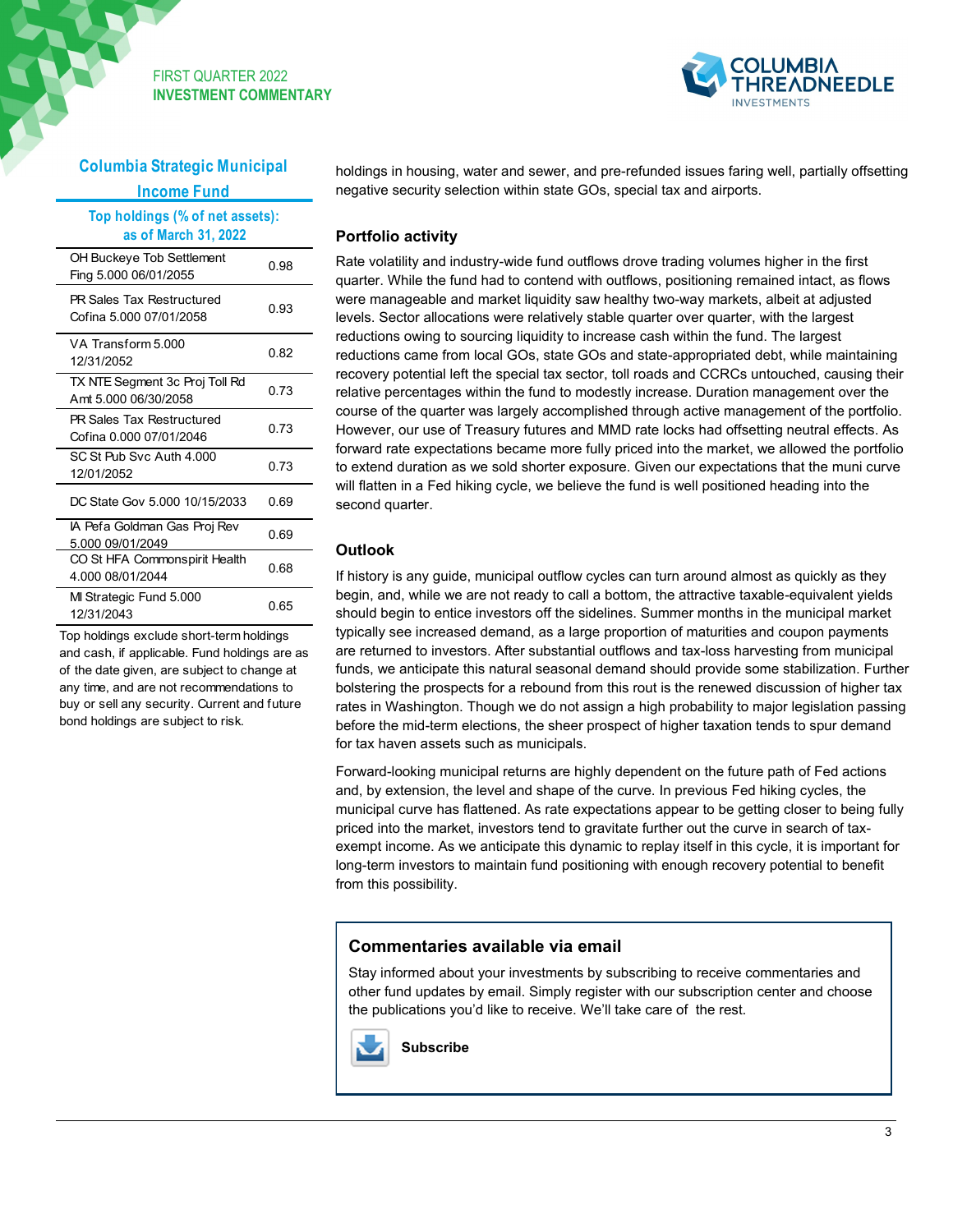## Columbia Strategic Municipal Income Fund

**Top holdings (% of net assets): as of March 31, 2022**

| Holding | % |
|---|---|
| OH Buckeye Tob Settlement Fing 5.000 06/01/2055 | 0.98 |
| PR Sales Tax Restructured Cofina 5.000 07/01/2058 | 0.93 |
| VA Transform 5.000 12/31/2052 | 0.82 |
| TX NTE Segment 3c Proj Toll Rd Amt 5.000 06/30/2058 | 0.73 |
| PR Sales Tax Restructured Cofina 0.000 07/01/2046 | 0.73 |
| SC St Pub Svc Auth 4.000 12/01/2052 | 0.73 |
| DC State Gov 5.000 10/15/2033 | 0.69 |
| IA Pefa Goldman Gas Proj Rev 5.000 09/01/2049 | 0.69 |
| CO St HFA Commonspirit Health 4.000 08/01/2044 | 0.68 |
| MI Strategic Fund 5.000 12/31/2043 | 0.65 |

Top holdings exclude short-term holdings and cash, if applicable. Fund holdings are as of the date given, are subject to change at any time, and are not recommendations to buy or sell any security. Current and future bond holdings are subject to risk.

holdings in housing, water and sewer, and pre-refunded issues faring well, partially offsetting negative security selection within state GOs, special tax and airports.

### Portfolio activity

Rate volatility and industry-wide fund outflows drove trading volumes higher in the first quarter. While the fund had to contend with outflows, positioning remained intact, as flows were manageable and market liquidity saw healthy two-way markets, albeit at adjusted levels. Sector allocations were relatively stable quarter over quarter, with the largest reductions owing to sourcing liquidity to increase cash within the fund. The largest reductions came from local GOs, state GOs and state-appropriated debt, while maintaining recovery potential left the special tax sector, toll roads and CCRCs untouched, causing their relative percentages within the fund to modestly increase. Duration management over the course of the quarter was largely accomplished through active management of the portfolio. However, our use of Treasury futures and MMD rate locks had offsetting neutral effects. As forward rate expectations became more fully priced into the market, we allowed the portfolio to extend duration as we sold shorter exposure. Given our expectations that the muni curve will flatten in a Fed hiking cycle, we believe the fund is well positioned heading into the second quarter.

### Outlook

If history is any guide, municipal outflow cycles can turn around almost as quickly as they begin, and, while we are not ready to call a bottom, the attractive taxable-equivalent yields should begin to entice investors off the sidelines. Summer months in the municipal market typically see increased demand, as a large proportion of maturities and coupon payments are returned to investors. After substantial outflows and tax-loss harvesting from municipal funds, we anticipate this natural seasonal demand should provide some stabilization. Further bolstering the prospects for a rebound from this rout is the renewed discussion of higher tax rates in Washington. Though we do not assign a high probability to major legislation passing before the mid-term elections, the sheer prospect of higher taxation tends to spur demand for tax haven assets such as municipals.

Forward-looking municipal returns are highly dependent on the future path of Fed actions and, by extension, the level and shape of the curve. In previous Fed hiking cycles, the municipal curve has flattened. As rate expectations appear to be getting closer to being fully priced into the market, investors tend to gravitate further out the curve in search of tax-exempt income. As we anticipate this dynamic to replay itself in this cycle, it is important for long-term investors to maintain fund positioning with enough recovery potential to benefit from this possibility.

### Commentaries available via email

Stay informed about your investments by subscribing to receive commentaries and other fund updates by email. Simply register with our subscription center and choose the publications you'd like to receive. We'll take care of the rest.

**Subscribe**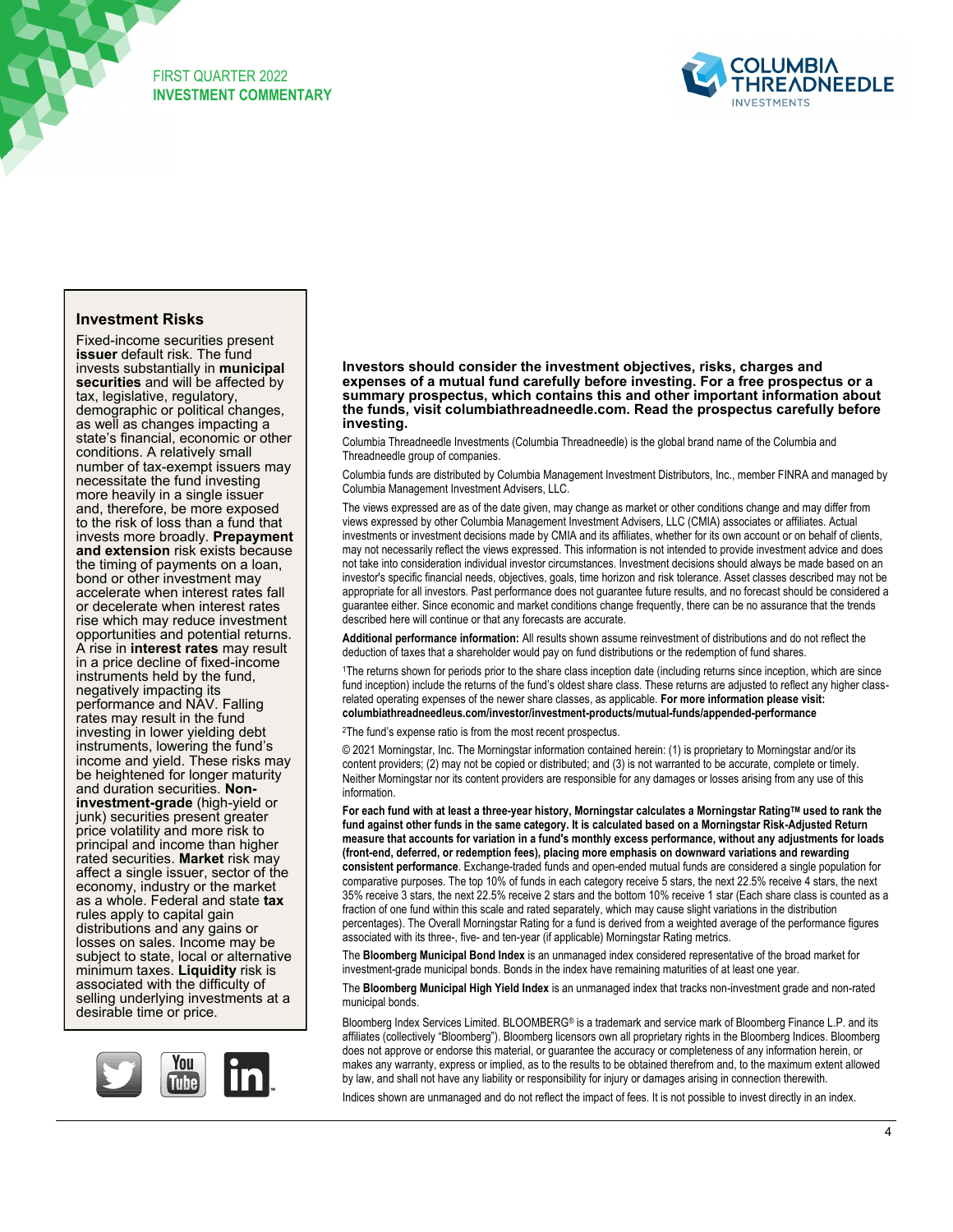## Investment Risks

Fixed-income securities present **issuer** default risk. The fund invests substantially in **municipal securities** and will be affected by tax, legislative, regulatory, demographic or political changes, as well as changes impacting a state's financial, economic or other conditions. A relatively small number of tax-exempt issuers may necessitate the fund investing more heavily in a single issuer and, therefore, be more exposed to the risk of loss than a fund that invests more broadly. **Prepayment and extension** risk exists because the timing of payments on a loan, bond or other investment may accelerate when interest rates fall or decelerate when interest rates rise which may reduce investment opportunities and potential returns. A rise in **interest rates** may result in a price decline of fixed-income instruments held by the fund, negatively impacting its performance and NAV. Falling rates may result in the fund investing in lower yielding debt instruments, lowering the fund's income and yield. These risks may be heightened for longer maturity and duration securities. **Non-investment-grade** (high-yield or junk) securities present greater price volatility and more risk to principal and income than higher rated securities. **Market** risk may affect a single issuer, sector of the economy, industry or the market as a whole. Federal and state **tax** rules apply to capital gain distributions and any gains or losses on sales. Income may be subject to state, local or alternative minimum taxes. **Liquidity** risk is associated with the difficulty of selling underlying investments at a desirable time or price.

**Investors should consider the investment objectives, risks, charges and expenses of a mutual fund carefully before investing. For a free prospectus or a summary prospectus, which contains this and other important information about the funds, visit columbiathreadneedle.com. Read the prospectus carefully before investing.**

Columbia Threadneedle Investments (Columbia Threadneedle) is the global brand name of the Columbia and Threadneedle group of companies.

Columbia funds are distributed by Columbia Management Investment Distributors, Inc., member FINRA and managed by Columbia Management Investment Advisers, LLC.

The views expressed are as of the date given, may change as market or other conditions change and may differ from views expressed by other Columbia Management Investment Advisers, LLC (CMIA) associates or affiliates. Actual investments or investment decisions made by CMIA and its affiliates, whether for its own account or on behalf of clients, may not necessarily reflect the views expressed. This information is not intended to provide investment advice and does not take into consideration individual investor circumstances. Investment decisions should always be made based on an investor's specific financial needs, objectives, goals, time horizon and risk tolerance. Asset classes described may not be appropriate for all investors. Past performance does not guarantee future results, and no forecast should be considered a guarantee either. Since economic and market conditions change frequently, there can be no assurance that the trends described here will continue or that any forecasts are accurate.

**Additional performance information:** All results shown assume reinvestment of distributions and do not reflect the deduction of taxes that a shareholder would pay on fund distributions or the redemption of fund shares.

[1]The returns shown for periods prior to the share class inception date (including returns since inception, which are since fund inception) include the returns of the fund's oldest share class. These returns are adjusted to reflect any higher class-related operating expenses of the newer share classes, as applicable. **For more information please visit: columbiathreadneedleus.com/investor/investment-products/mutual-funds/appended-performance**

[2]The fund's expense ratio is from the most recent prospectus.

© 2021 Morningstar, Inc. The Morningstar information contained herein: (1) is proprietary to Morningstar and/or its content providers; (2) may not be copied or distributed; and (3) is not warranted to be accurate, complete or timely. Neither Morningstar nor its content providers are responsible for any damages or losses arising from any use of this information.

**For each fund with at least a three-year history, Morningstar calculates a Morningstar Rating™ used to rank the fund against other funds in the same category. It is calculated based on a Morningstar Risk-Adjusted Return measure that accounts for variation in a fund's monthly excess performance, without any adjustments for loads (front-end, deferred, or redemption fees), placing more emphasis on downward variations and rewarding consistent performance**. Exchange-traded funds and open-ended mutual funds are considered a single population for comparative purposes. The top 10% of funds in each category receive 5 stars, the next 22.5% receive 4 stars, the next 35% receive 3 stars, the next 22.5% receive 2 stars and the bottom 10% receive 1 star (Each share class is counted as a fraction of one fund within this scale and rated separately, which may cause slight variations in the distribution percentages). The Overall Morningstar Rating for a fund is derived from a weighted average of the performance figures associated with its three-, five- and ten-year (if applicable) Morningstar Rating metrics.

The **Bloomberg Municipal Bond Index** is an unmanaged index considered representative of the broad market for investment-grade municipal bonds. Bonds in the index have remaining maturities of at least one year.

The **Bloomberg Municipal High Yield Index** is an unmanaged index that tracks non-investment grade and non-rated municipal bonds.

Bloomberg Index Services Limited. BLOOMBERG® is a trademark and service mark of Bloomberg Finance L.P. and its affiliates (collectively "Bloomberg"). Bloomberg licensors own all proprietary rights in the Bloomberg Indices. Bloomberg does not approve or endorse this material, or guarantee the accuracy or completeness of any information herein, or makes any warranty, express or implied, as to the results to be obtained therefrom and, to the maximum extent allowed by law, and shall not have any liability or responsibility for injury or damages arising in connection therewith.

Indices shown are unmanaged and do not reflect the impact of fees. It is not possible to invest directly in an index.